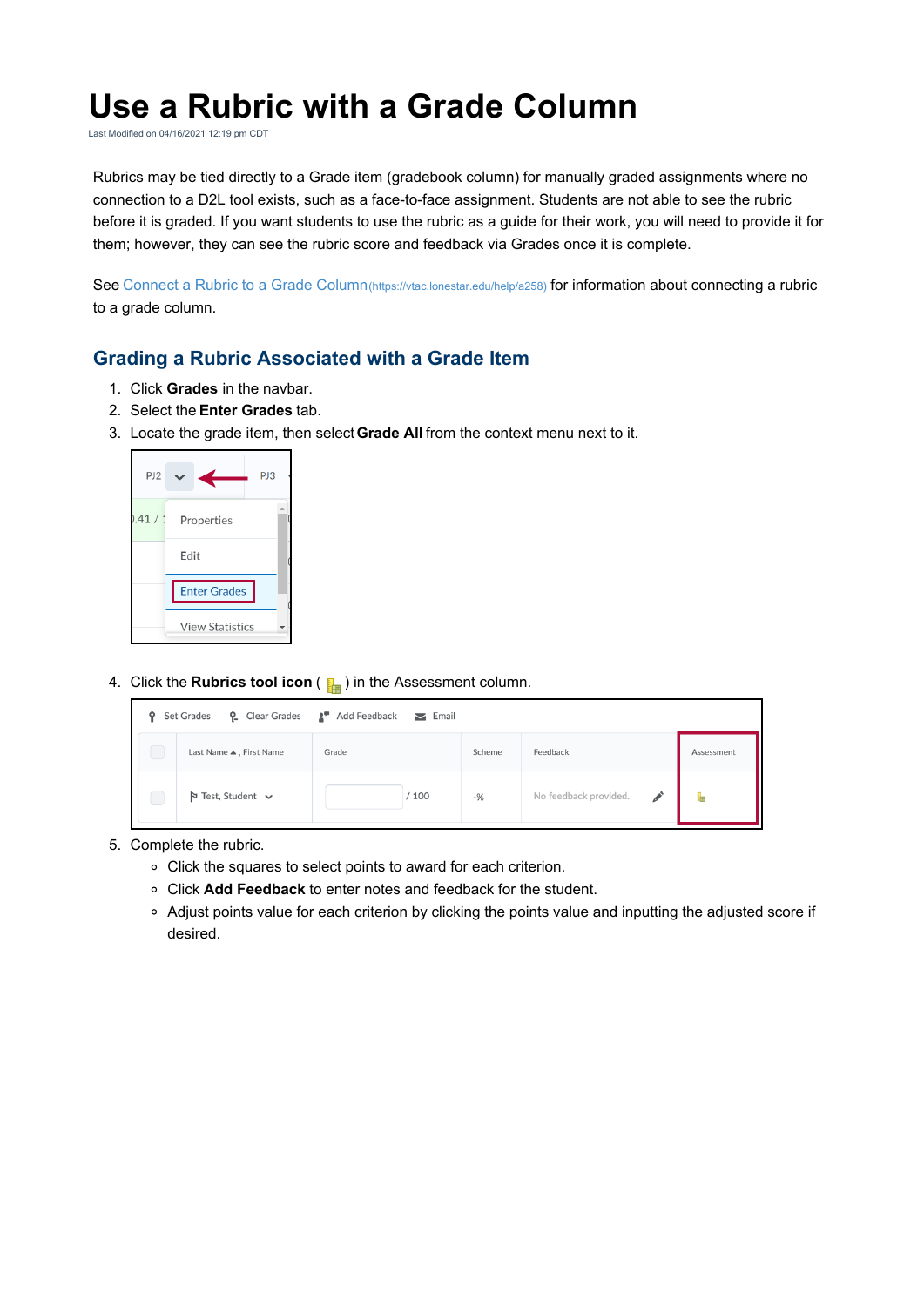# Use a Rubric with a Grade Column

Last Modified on 04/16/2021 12:19 pm CDT

Rubrics may be tied directly to a Grade item (gradebook column) for manually graded assignments where no connection to a D2L tool exists, such as a face-to-face assignment. Students are not able to see the rubric before it is graded. If you want students to use the rubric as a guide for their work, you will need to provide it for them; however, they can see the rubric score and feedback via Grades once it is complete.

See Connect a Rubric to a Grade Column (https://vtac.lonestar.edu/help/a258) for information about connecting a rubric to a grade column.

## Grading a Rubric Associated with a Grade Item

1. Click **Grades** in the navbar.
2. Select the **Enter Grades** tab.
3. Locate the grade item, then select **Grade All** from the context menu next to it.
4. Click the **Rubrics tool icon** ( ) in the Assessment column.
5. Complete the rubric.
   - Click the squares to select points to award for each criterion.
   - Click **Add Feedback** to enter notes and feedback for the student.
   - Adjust points value for each criterion by clicking the points value and inputting the adjusted score if desired.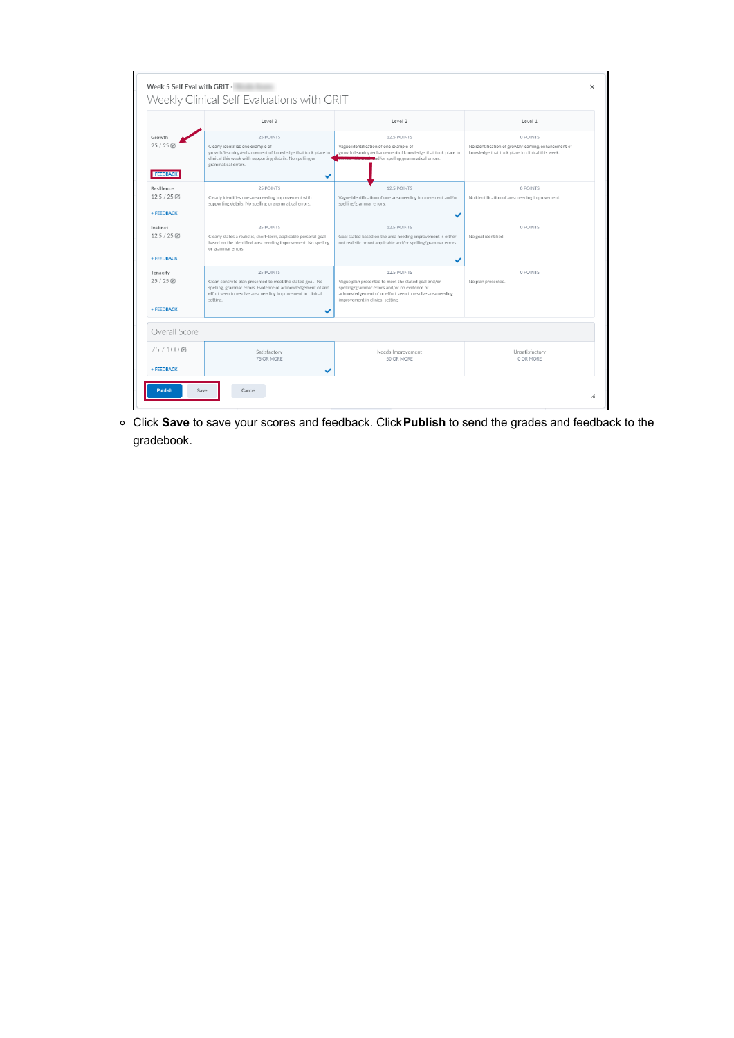- Click **Save** to save your scores and feedback. Click **Publish** to send the grades and feedback to the gradebook.